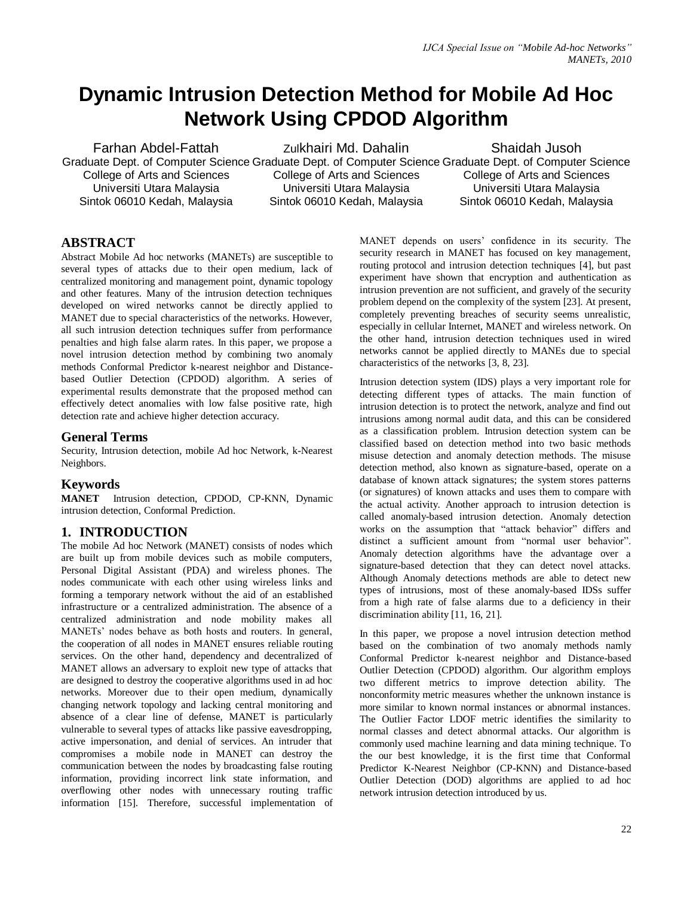# Dynamic Intrusion Detection Method for Mobile Ad Hoc Network Using CPDOD Algorithm

Farhan Abdel-Fattah
Graduate Dept. of Computer Science
College of Arts and Sciences
Universiti Utara Malaysia
Sintok 06010 Kedah, Malaysia

Zulkhairi Md. Dahalin
Graduate Dept. of Computer Science
College of Arts and Sciences
Universiti Utara Malaysia
Sintok 06010 Kedah, Malaysia

Shaidah Jusoh
Graduate Dept. of Computer Science
College of Arts and Sciences
Universiti Utara Malaysia
Sintok 06010 Kedah, Malaysia

## ABSTRACT

Abstract Mobile Ad hoc networks (MANETs) are susceptible to several types of attacks due to their open medium, lack of centralized monitoring and management point, dynamic topology and other features. Many of the intrusion detection techniques developed on wired networks cannot be directly applied to MANET due to special characteristics of the networks. However, all such intrusion detection techniques suffer from performance penalties and high false alarm rates. In this paper, we propose a novel intrusion detection method by combining two anomaly methods Conformal Predictor k-nearest neighbor and Distance-based Outlier Detection (CPDOD) algorithm. A series of experimental results demonstrate that the proposed method can effectively detect anomalies with low false positive rate, high detection rate and achieve higher detection accuracy.

### General Terms

Security, Intrusion detection, mobile Ad hoc Network, k-Nearest Neighbors.

### Keywords

**MANET** Intrusion detection, CPDOD, CP-KNN, Dynamic intrusion detection, Conformal Prediction.

## 1. INTRODUCTION

The mobile Ad hoc Network (MANET) consists of nodes which are built up from mobile devices such as mobile computers, Personal Digital Assistant (PDA) and wireless phones. The nodes communicate with each other using wireless links and forming a temporary network without the aid of an established infrastructure or a centralized administration. The absence of a centralized administration and node mobility makes all MANETs' nodes behave as both hosts and routers. In general, the cooperation of all nodes in MANET ensures reliable routing services. On the other hand, dependency and decentralized of MANET allows an adversary to exploit new type of attacks that are designed to destroy the cooperative algorithms used in ad hoc networks. Moreover due to their open medium, dynamically changing network topology and lacking central monitoring and absence of a clear line of defense, MANET is particularly vulnerable to several types of attacks like passive eavesdropping, active impersonation, and denial of services. An intruder that compromises a mobile node in MANET can destroy the communication between the nodes by broadcasting false routing information, providing incorrect link state information, and overflowing other nodes with unnecessary routing traffic information [15]. Therefore, successful implementation of MANET depends on users' confidence in its security. The security research in MANET has focused on key management, routing protocol and intrusion detection techniques [4], but past experiment have shown that encryption and authentication as intrusion prevention are not sufficient, and gravely of the security problem depend on the complexity of the system [23]. At present, completely preventing breaches of security seems unrealistic, especially in cellular Internet, MANET and wireless network. On the other hand, intrusion detection techniques used in wired networks cannot be applied directly to MANEs due to special characteristics of the networks [3, 8, 23].

Intrusion detection system (IDS) plays a very important role for detecting different types of attacks. The main function of intrusion detection is to protect the network, analyze and find out intrusions among normal audit data, and this can be considered as a classification problem. Intrusion detection system can be classified based on detection method into two basic methods misuse detection and anomaly detection methods. The misuse detection method, also known as signature-based, operate on a database of known attack signatures; the system stores patterns (or signatures) of known attacks and uses them to compare with the actual activity. Another approach to intrusion detection is called anomaly-based intrusion detection. Anomaly detection works on the assumption that "attack behavior" differs and distinct a sufficient amount from "normal user behavior". Anomaly detection algorithms have the advantage over a signature-based detection that they can detect novel attacks. Although Anomaly detections methods are able to detect new types of intrusions, most of these anomaly-based IDSs suffer from a high rate of false alarms due to a deficiency in their discrimination ability [11, 16, 21].

In this paper, we propose a novel intrusion detection method based on the combination of two anomaly methods namly Conformal Predictor k-nearest neighbor and Distance-based Outlier Detection (CPDOD) algorithm. Our algorithm employs two different metrics to improve detection ability. The nonconformity metric measures whether the unknown instance is more similar to known normal instances or abnormal instances. The Outlier Factor LDOF metric identifies the similarity to normal classes and detect abnormal attacks. Our algorithm is commonly used machine learning and data mining technique. To the our best knowledge, it is the first time that Conformal Predictor K-Nearest Neighbor (CP-KNN) and Distance-based Outlier Detection (DOD) algorithms are applied to ad hoc network intrusion detection introduced by us.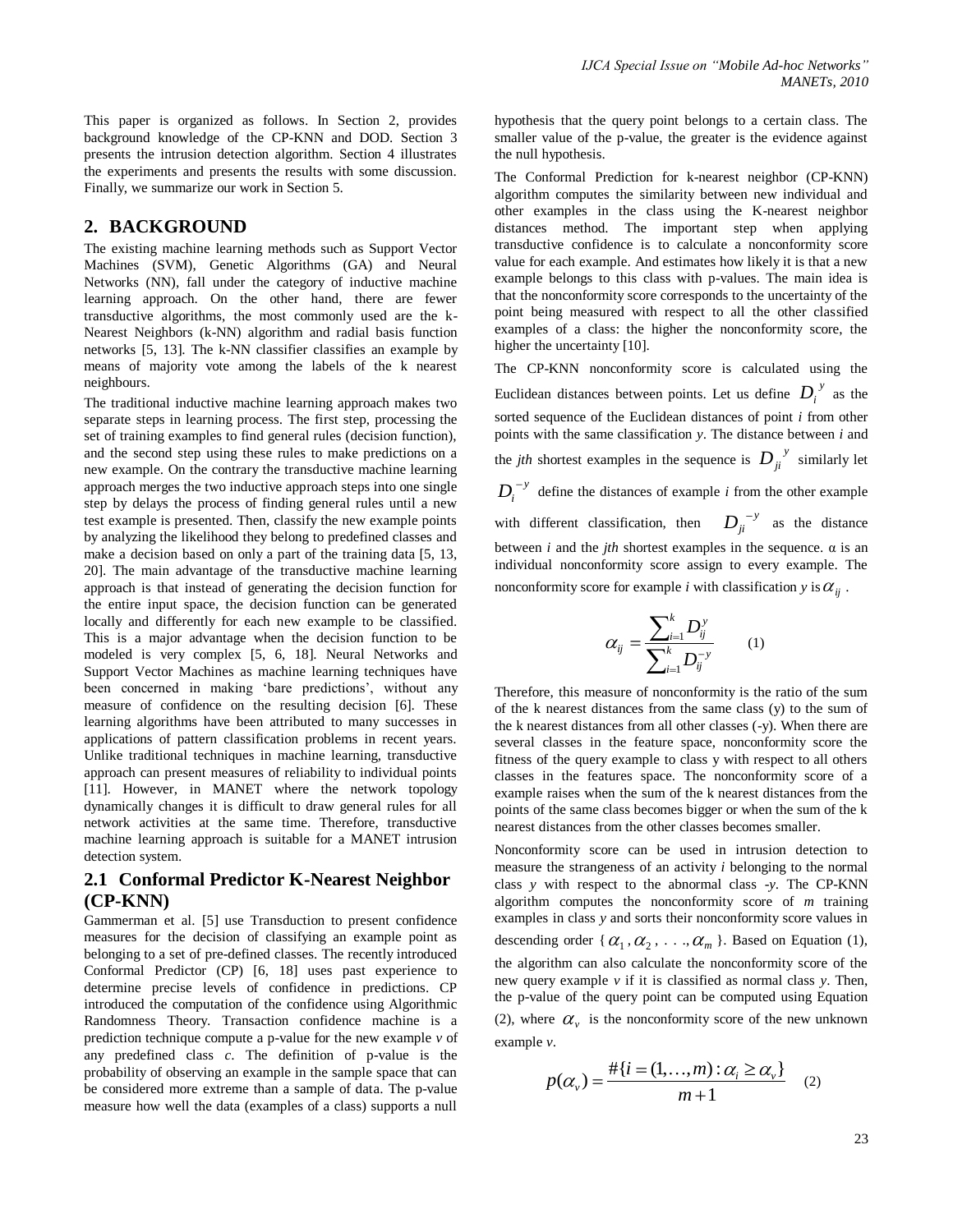This paper is organized as follows. In Section 2, provides background knowledge of the CP-KNN and DOD. Section 3 presents the intrusion detection algorithm. Section 4 illustrates the experiments and presents the results with some discussion. Finally, we summarize our work in Section 5.

## 2. BACKGROUND

The existing machine learning methods such as Support Vector Machines (SVM), Genetic Algorithms (GA) and Neural Networks (NN), fall under the category of inductive machine learning approach. On the other hand, there are fewer transductive algorithms, the most commonly used are the k-Nearest Neighbors (k-NN) algorithm and radial basis function networks [5, 13]. The k-NN classifier classifies an example by means of majority vote among the labels of the k nearest neighbours.

The traditional inductive machine learning approach makes two separate steps in learning process. The first step, processing the set of training examples to find general rules (decision function), and the second step using these rules to make predictions on a new example. On the contrary the transductive machine learning approach merges the two inductive approach steps into one single step by delays the process of finding general rules until a new test example is presented. Then, classify the new example points by analyzing the likelihood they belong to predefined classes and make a decision based on only a part of the training data [5, 13, 20]. The main advantage of the transductive machine learning approach is that instead of generating the decision function for the entire input space, the decision function can be generated locally and differently for each new example to be classified. This is a major advantage when the decision function to be modeled is very complex [5, 6, 18]. Neural Networks and Support Vector Machines as machine learning techniques have been concerned in making 'bare predictions', without any measure of confidence on the resulting decision [6]. These learning algorithms have been attributed to many successes in applications of pattern classification problems in recent years. Unlike traditional techniques in machine learning, transductive approach can present measures of reliability to individual points [11]. However, in MANET where the network topology dynamically changes it is difficult to draw general rules for all network activities at the same time. Therefore, transductive machine learning approach is suitable for a MANET intrusion detection system.

### 2.1 Conformal Predictor K-Nearest Neighbor (CP-KNN)

Gammerman et al. [5] use Transduction to present confidence measures for the decision of classifying an example point as belonging to a set of pre-defined classes. The recently introduced Conformal Predictor (CP) [6, 18] uses past experience to determine precise levels of confidence in predictions. CP introduced the computation of the confidence using Algorithmic Randomness Theory. Transaction confidence machine is a prediction technique compute a p-value for the new example *v* of any predefined class *c*. The definition of p-value is the probability of observing an example in the sample space that can be considered more extreme than a sample of data. The p-value measure how well the data (examples of a class) supports a null hypothesis that the query point belongs to a certain class. The smaller value of the p-value, the greater is the evidence against the null hypothesis.

The Conformal Prediction for k-nearest neighbor (CP-KNN) algorithm computes the similarity between new individual and other examples in the class using the K-nearest neighbor distances method. The important step when applying transductive confidence is to calculate a nonconformity score value for each example. And estimates how likely it is that a new example belongs to this class with p-values. The main idea is that the nonconformity score corresponds to the uncertainty of the point being measured with respect to all the other classified examples of a class: the higher the nonconformity score, the higher the uncertainty [10].

The CP-KNN nonconformity score is calculated using the Euclidean distances between points. Let us define $D_i^{\,y}$ as the sorted sequence of the Euclidean distances of point *i* from other points with the same classification *y*. The distance between *i* and the *jth* shortest examples in the sequence is $D_{ji}^{\,y}$ similarly let $D_i^{-y}$ define the distances of example *i* from the other example with different classification, then $D_{ji}^{-y}$ as the distance between *i* and the *jth* shortest examples in the sequence. α is an individual nonconformity score assign to every example. The nonconformity score for example *i* with classification *y* is $\alpha_{ij}$.

$$\alpha_{ij} = \frac{\sum_{i=1}^{k} D_{ij}^{y}}{\sum_{i=1}^{k} D_{ij}^{-y}} \qquad (1)$$

Therefore, this measure of nonconformity is the ratio of the sum of the k nearest distances from the same class (y) to the sum of the k nearest distances from all other classes (-y). When there are several classes in the feature space, nonconformity score the fitness of the query example to class y with respect to all others classes in the features space. The nonconformity score of a example raises when the sum of the k nearest distances from the points of the same class becomes bigger or when the sum of the k nearest distances from the other classes becomes smaller.

Nonconformity score can be used in intrusion detection to measure the strangeness of an activity *i* belonging to the normal class *y* with respect to the abnormal class *-y*. The CP-KNN algorithm computes the nonconformity score of *m* training examples in class *y* and sorts their nonconformity score values in descending order $\{\alpha_1, \alpha_2, \ldots, \alpha_m\}$. Based on Equation (1), the algorithm can also calculate the nonconformity score of the new query example *v* if it is classified as normal class *y*. Then, the p-value of the query point can be computed using Equation (2), where $\alpha_v$ is the nonconformity score of the new unknown example *v*.

$$p(\alpha_v) = \frac{\#\{i = (1, \ldots, m) : \alpha_i \geq \alpha_v\}}{m+1} \qquad (2)$$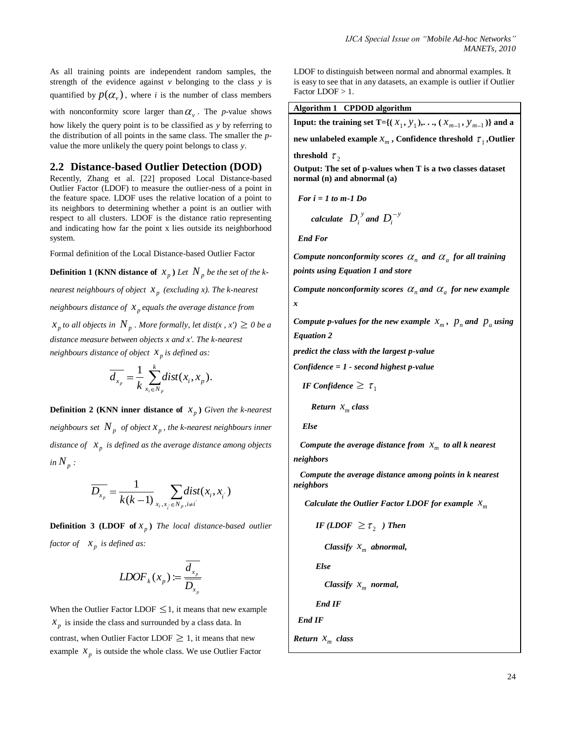As all training points are independent random samples, the strength of the evidence against $v$ belonging to the class $y$ is quantified by $p(\alpha_v)$, where $i$ is the number of class members with nonconformity score larger than $\alpha_v$. The *p*-value shows how likely the query point is to be classified as $y$ by referring to the distribution of all points in the same class. The smaller the *p*-value the more unlikely the query point belongs to class $y$.

## 2.2 Distance-based Outlier Detection (DOD)

Recently, Zhang et al. [22] proposed Local Distance-based Outlier Factor (LDOF) to measure the outlier-ness of a point in the feature space. LDOF uses the relative location of a point to its neighbors to determining whether a point is an outlier with respect to all clusters. LDOF is the distance ratio representing and indicating how far the point x lies outside its neighborhood system.

Formal definition of the Local Distance-based Outlier Factor

**Definition 1 (KNN distance of $x_p$)** *Let $N_p$ be the set of the k-nearest neighbours of object $x_p$ (excluding x). The k-nearest neighbours distance of $x_p$ equals the average distance from $x_p$ to all objects in $N_p$. More formally, let dist(x , x') $\geq$ 0 be a distance measure between objects x and x'. The k-nearest neighbours distance of object $x_p$ is defined as:*

$$\overline{d_{x_p}} = \frac{1}{k}\sum_{x_i \in N_p}^{k} dist(x_i, x_p).$$

**Definition 2 (KNN inner distance of $x_p$)** *Given the k-nearest neighbours set $N_p$ of object $x_p$, the k-nearest neighbours inner distance of $x_p$ is defined as the average distance among objects in $N_p$:*

$$\overline{D_{x_p}} = \frac{1}{k(k-1)} \sum_{x_i, x_{i'} \in N_p, i \neq i'} dist(x_i, x_{i'})$$

**Definition 3 (LDOF of $x_p$)** *The local distance-based outlier factor of $x_p$ is defined as:*

$$LDOF_k(x_p) := \frac{\overline{d_{x_p}}}{\overline{D_{x_p}}}$$

When the Outlier Factor LDOF $\leq 1$, it means that new example $x_p$ is inside the class and surrounded by a class data. In contrast, when Outlier Factor LDOF $\geq 1$, it means that new example $x_p$ is outside the whole class. We use Outlier Factor LDOF to distinguish between normal and abnormal examples. It is easy to see that in any datasets, an example is outlier if Outlier Factor LDOF > 1.

---

**Algorithm 1 CPDOD algorithm**

**Input: the training set T={($x_1$, $y_1$),. . ., ($x_{m-1}$, $y_{m-1}$)} and a new unlabeled example $x_m$, Confidence threshold $\tau_1$, Outlier threshold $\tau_2$**

**Output: The set of p-values when T is a two classes dataset normal (n) and abnormal (a)**

***For i = 1 to m-1 Do***

  ***calculate $D_i^y$ and $D_i^{-y}$***

***End For***

***Compute nonconformity scores $\alpha_n$ and $\alpha_a$ for all training points using Equation 1 and store***

***Compute nonconformity scores $\alpha_n$ and $\alpha_a$ for new example x***

***Compute p-values for the new example $x_m$, $p_n$ and $p_a$ using Equation 2***

***predict the class with the largest p-value***

***Confidence = 1 - second highest p-value***

  ***IF Confidence $\geq \tau_1$***

    ***Return $x_m$ class***

  ***Else***

  ***Compute the average distance from $x_m$ to all k nearest neighbors***

  ***Compute the average distance among points in k nearest neighbors***

  ***Calculate the Outlier Factor LDOF for example $x_m$***

    ***IF (LDOF $\geq \tau_2$ ) Then***

      ***Classify $x_m$ abnormal,***

    ***Else***

      ***Classify $x_m$ normal,***

    ***End IF***

***End IF***

***Return $x_m$ class***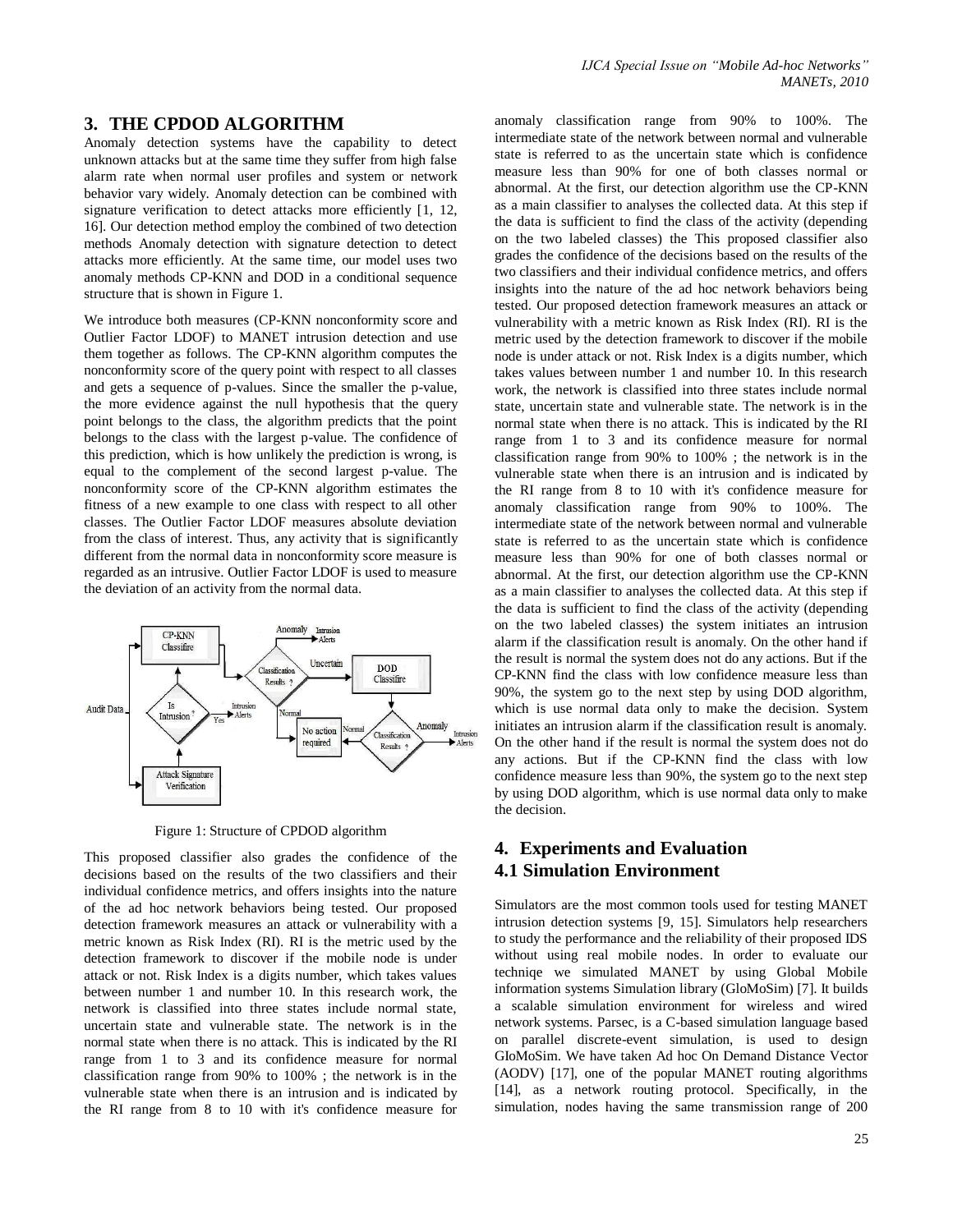## 3. THE CPDOD ALGORITHM

Anomaly detection systems have the capability to detect unknown attacks but at the same time they suffer from high false alarm rate when normal user profiles and system or network behavior vary widely. Anomaly detection can be combined with signature verification to detect attacks more efficiently [1, 12, 16]. Our detection method employ the combined of two detection methods Anomaly detection with signature detection to detect attacks more efficiently. At the same time, our model uses two anomaly methods CP-KNN and DOD in a conditional sequence structure that is shown in Figure 1.

We introduce both measures (CP-KNN nonconformity score and Outlier Factor LDOF) to MANET intrusion detection and use them together as follows. The CP-KNN algorithm computes the nonconformity score of the query point with respect to all classes and gets a sequence of p-values. Since the smaller the p-value, the more evidence against the null hypothesis that the query point belongs to the class, the algorithm predicts that the point belongs to the class with the largest p-value. The confidence of this prediction, which is how unlikely the prediction is wrong, is equal to the complement of the second largest p-value. The nonconformity score of the CP-KNN algorithm estimates the fitness of a new example to one class with respect to all other classes. The Outlier Factor LDOF measures absolute deviation from the class of interest. Thus, any activity that is significantly different from the normal data in nonconformity score measure is regarded as an intrusive. Outlier Factor LDOF is used to measure the deviation of an activity from the normal data.

Figure 1: Structure of CPDOD algorithm

This proposed classifier also grades the confidence of the decisions based on the results of the two classifiers and their individual confidence metrics, and offers insights into the nature of the ad hoc network behaviors being tested. Our proposed detection framework measures an attack or vulnerability with a metric known as Risk Index (RI). RI is the metric used by the detection framework to discover if the mobile node is under attack or not. Risk Index is a digits number, which takes values between number 1 and number 10. In this research work, the network is classified into three states include normal state, uncertain state and vulnerable state. The network is in the normal state when there is no attack. This is indicated by the RI range from 1 to 3 and its confidence measure for normal classification range from 90% to 100% ; the network is in the vulnerable state when there is an intrusion and is indicated by the RI range from 8 to 10 with it's confidence measure for anomaly classification range from 90% to 100%. The intermediate state of the network between normal and vulnerable state is referred to as the uncertain state which is confidence measure less than 90% for one of both classes normal or abnormal. At the first, our detection algorithm use the CP-KNN as a main classifier to analyses the collected data. At this step if the data is sufficient to find the class of the activity (depending on the two labeled classes) the This proposed classifier also grades the confidence of the decisions based on the results of the two classifiers and their individual confidence metrics, and offers insights into the nature of the ad hoc network behaviors being tested. Our proposed detection framework measures an attack or vulnerability with a metric known as Risk Index (RI). RI is the metric used by the detection framework to discover if the mobile node is under attack or not. Risk Index is a digits number, which takes values between number 1 and number 10. In this research work, the network is classified into three states include normal state, uncertain state and vulnerable state. The network is in the normal state when there is no attack. This is indicated by the RI range from 1 to 3 and its confidence measure for normal classification range from 90% to 100% ; the network is in the vulnerable state when there is an intrusion and is indicated by the RI range from 8 to 10 with it's confidence measure for anomaly classification range from 90% to 100%. The intermediate state of the network between normal and vulnerable state is referred to as the uncertain state which is confidence measure less than 90% for one of both classes normal or abnormal. At the first, our detection algorithm use the CP-KNN as a main classifier to analyses the collected data. At this step if the data is sufficient to find the class of the activity (depending on the two labeled classes) the system initiates an intrusion alarm if the classification result is anomaly. On the other hand if the result is normal the system does not do any actions. But if the CP-KNN find the class with low confidence measure less than 90%, the system go to the next step by using DOD algorithm, which is use normal data only to make the decision. System initiates an intrusion alarm if the classification result is anomaly. On the other hand if the result is normal the system does not do any actions. But if the CP-KNN find the class with low confidence measure less than 90%, the system go to the next step by using DOD algorithm, which is use normal data only to make the decision.

## 4. Experiments and Evaluation

### 4.1 Simulation Environment

Simulators are the most common tools used for testing MANET intrusion detection systems [9, 15]. Simulators help researchers to study the performance and the reliability of their proposed IDS without using real mobile nodes. In order to evaluate our techniqe we simulated MANET by using Global Mobile information systems Simulation library (GloMoSim) [7]. It builds a scalable simulation environment for wireless and wired network systems. Parsec, is a C-based simulation language based on parallel discrete-event simulation, is used to design GIoMoSim. We have taken Ad hoc On Demand Distance Vector (AODV) [17], one of the popular MANET routing algorithms [14], as a network routing protocol. Specifically, in the simulation, nodes having the same transmission range of 200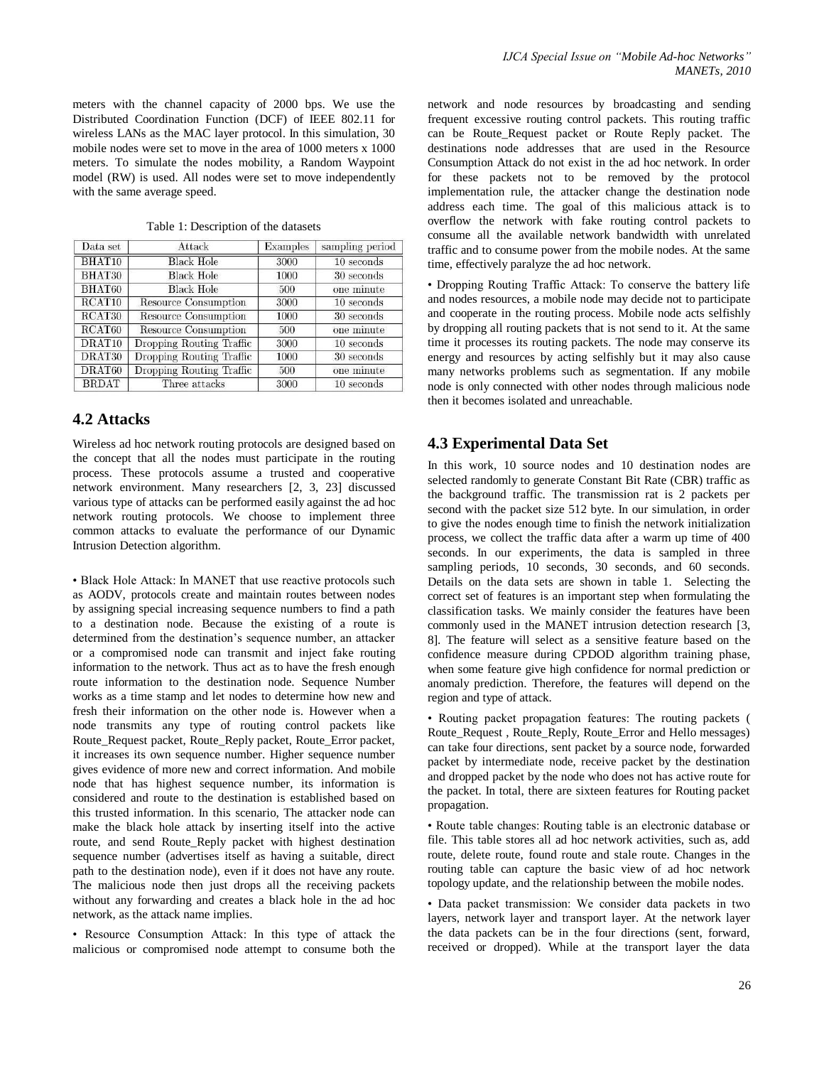meters with the channel capacity of 2000 bps. We use the Distributed Coordination Function (DCF) of IEEE 802.11 for wireless LANs as the MAC layer protocol. In this simulation, 30 mobile nodes were set to move in the area of 1000 meters x 1000 meters. To simulate the nodes mobility, a Random Waypoint model (RW) is used. All nodes were set to move independently with the same average speed.

Table 1: Description of the datasets

| Data set | Attack | Examples | sampling period |
|---|---|---|---|
| BHAT10 | Black Hole | 3000 | 10 seconds |
| BHAT30 | Black Hole | 1000 | 30 seconds |
| BHAT60 | Black Hole | 500 | one minute |
| RCAT10 | Resource Consumption | 3000 | 10 seconds |
| RCAT30 | Resource Consumption | 1000 | 30 seconds |
| RCAT60 | Resource Consumption | 500 | one minute |
| DRAT10 | Dropping Routing Traffic | 3000 | 10 seconds |
| DRAT30 | Dropping Routing Traffic | 1000 | 30 seconds |
| DRAT60 | Dropping Routing Traffic | 500 | one minute |
| BRDAT | Three attacks | 3000 | 10 seconds |

## 4.2 Attacks

Wireless ad hoc network routing protocols are designed based on the concept that all the nodes must participate in the routing process. These protocols assume a trusted and cooperative network environment. Many researchers [2, 3, 23] discussed various type of attacks can be performed easily against the ad hoc network routing protocols. We choose to implement three common attacks to evaluate the performance of our Dynamic Intrusion Detection algorithm.

• Black Hole Attack: In MANET that use reactive protocols such as AODV, protocols create and maintain routes between nodes by assigning special increasing sequence numbers to find a path to a destination node. Because the existing of a route is determined from the destination's sequence number, an attacker or a compromised node can transmit and inject fake routing information to the network. Thus act as to have the fresh enough route information to the destination node. Sequence Number works as a time stamp and let nodes to determine how new and fresh their information on the other node is. However when a node transmits any type of routing control packets like Route_Request packet, Route_Reply packet, Route_Error packet, it increases its own sequence number. Higher sequence number gives evidence of more new and correct information. And mobile node that has highest sequence number, its information is considered and route to the destination is established based on this trusted information. In this scenario, The attacker node can make the black hole attack by inserting itself into the active route, and send Route_Reply packet with highest destination sequence number (advertises itself as having a suitable, direct path to the destination node), even if it does not have any route. The malicious node then just drops all the receiving packets without any forwarding and creates a black hole in the ad hoc network, as the attack name implies.

• Resource Consumption Attack: In this type of attack the malicious or compromised node attempt to consume both the network and node resources by broadcasting and sending frequent excessive routing control packets. This routing traffic can be Route_Request packet or Route Reply packet. The destinations node addresses that are used in the Resource Consumption Attack do not exist in the ad hoc network. In order for these packets not to be removed by the protocol implementation rule, the attacker change the destination node address each time. The goal of this malicious attack is to overflow the network with fake routing control packets to consume all the available network bandwidth with unrelated traffic and to consume power from the mobile nodes. At the same time, effectively paralyze the ad hoc network.

• Dropping Routing Traffic Attack: To conserve the battery life and nodes resources, a mobile node may decide not to participate and cooperate in the routing process. Mobile node acts selfishly by dropping all routing packets that is not send to it. At the same time it processes its routing packets. The node may conserve its energy and resources by acting selfishly but it may also cause many networks problems such as segmentation. If any mobile node is only connected with other nodes through malicious node then it becomes isolated and unreachable.

## 4.3 Experimental Data Set

In this work, 10 source nodes and 10 destination nodes are selected randomly to generate Constant Bit Rate (CBR) traffic as the background traffic. The transmission rat is 2 packets per second with the packet size 512 byte. In our simulation, in order to give the nodes enough time to finish the network initialization process, we collect the traffic data after a warm up time of 400 seconds. In our experiments, the data is sampled in three sampling periods, 10 seconds, 30 seconds, and 60 seconds. Details on the data sets are shown in table 1. Selecting the correct set of features is an important step when formulating the classification tasks. We mainly consider the features have been commonly used in the MANET intrusion detection research [3, 8]. The feature will select as a sensitive feature based on the confidence measure during CPDOD algorithm training phase, when some feature give high confidence for normal prediction or anomaly prediction. Therefore, the features will depend on the region and type of attack.

• Routing packet propagation features: The routing packets ( Route_Request , Route_Reply, Route_Error and Hello messages) can take four directions, sent packet by a source node, forwarded packet by intermediate node, receive packet by the destination and dropped packet by the node who does not has active route for the packet. In total, there are sixteen features for Routing packet propagation.

• Route table changes: Routing table is an electronic database or file. This table stores all ad hoc network activities, such as, add route, delete route, found route and stale route. Changes in the routing table can capture the basic view of ad hoc network topology update, and the relationship between the mobile nodes.

• Data packet transmission: We consider data packets in two layers, network layer and transport layer. At the network layer the data packets can be in the four directions (sent, forward, received or dropped). While at the transport layer the data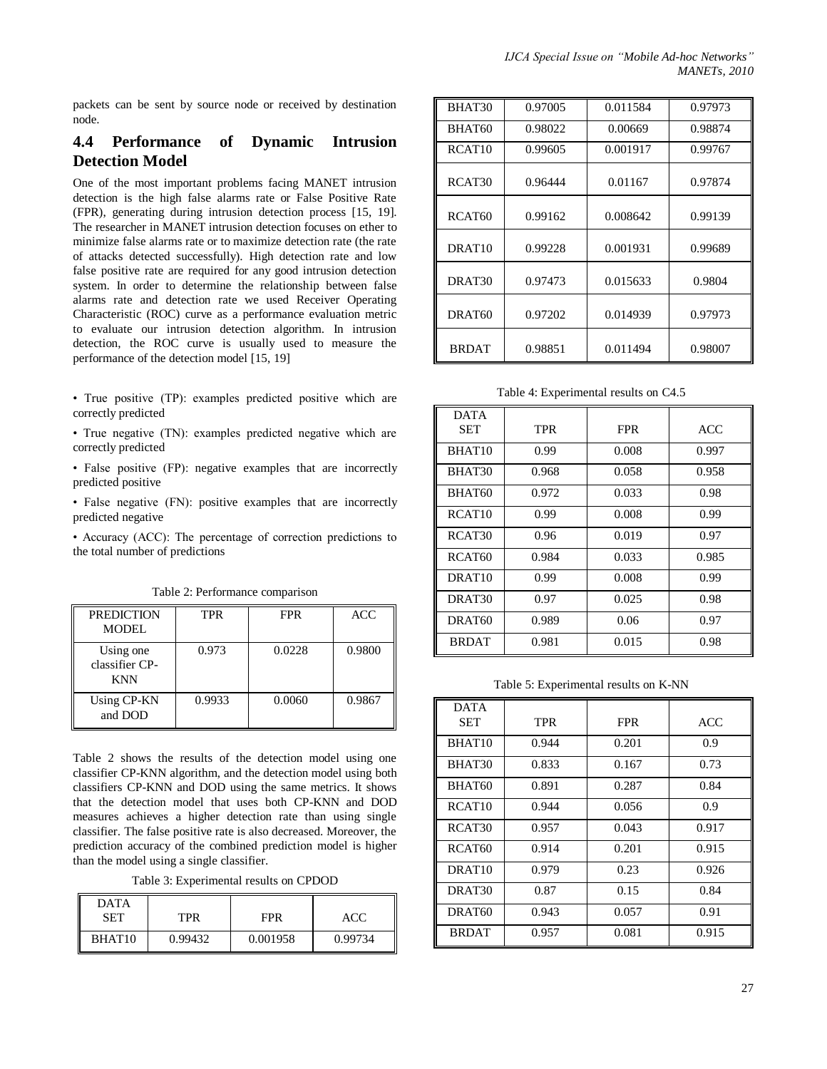packets can be sent by source node or received by destination node.

### 4.4 Performance of Dynamic Intrusion Detection Model

One of the most important problems facing MANET intrusion detection is the high false alarms rate or False Positive Rate (FPR), generating during intrusion detection process [15, 19]. The researcher in MANET intrusion detection focuses on ether to minimize false alarms rate or to maximize detection rate (the rate of attacks detected successfully). High detection rate and low false positive rate are required for any good intrusion detection system. In order to determine the relationship between false alarms rate and detection rate we used Receiver Operating Characteristic (ROC) curve as a performance evaluation metric to evaluate our intrusion detection algorithm. In intrusion detection, the ROC curve is usually used to measure the performance of the detection model [15, 19]

- True positive (TP): examples predicted positive which are correctly predicted
- True negative (TN): examples predicted negative which are correctly predicted
- False positive (FP): negative examples that are incorrectly predicted positive
- False negative (FN): positive examples that are incorrectly predicted negative
- Accuracy (ACC): The percentage of correction predictions to the total number of predictions

Table 2: Performance comparison

| PREDICTION MODEL | TPR | FPR | ACC |
|---|---|---|---|
| Using one classifier CP-KNN | 0.973 | 0.0228 | 0.9800 |
| Using CP-KN and DOD | 0.9933 | 0.0060 | 0.9867 |

Table 2 shows the results of the detection model using one classifier CP-KNN algorithm, and the detection model using both classifiers CP-KNN and DOD using the same metrics. It shows that the detection model that uses both CP-KNN and DOD measures achieves a higher detection rate than using single classifier. The false positive rate is also decreased. Moreover, the prediction accuracy of the combined prediction model is higher than the model using a single classifier.

Table 3: Experimental results on CPDOD

| DATA SET | TPR | FPR | ACC |
|---|---|---|---|
| BHAT10 | 0.99432 | 0.001958 | 0.99734 |
| BHAT30 | 0.97005 | 0.011584 | 0.97973 |
| BHAT60 | 0.98022 | 0.00669 | 0.98874 |
| RCAT10 | 0.99605 | 0.001917 | 0.99767 |
| RCAT30 | 0.96444 | 0.01167 | 0.97874 |
| RCAT60 | 0.99162 | 0.008642 | 0.99139 |
| DRAT10 | 0.99228 | 0.001931 | 0.99689 |
| DRAT30 | 0.97473 | 0.015633 | 0.9804 |
| DRAT60 | 0.97202 | 0.014939 | 0.97973 |
| BRDAT | 0.98851 | 0.011494 | 0.98007 |

Table 4: Experimental results on C4.5

| DATA SET | TPR | FPR | ACC |
|---|---|---|---|
| BHAT10 | 0.99 | 0.008 | 0.997 |
| BHAT30 | 0.968 | 0.058 | 0.958 |
| BHAT60 | 0.972 | 0.033 | 0.98 |
| RCAT10 | 0.99 | 0.008 | 0.99 |
| RCAT30 | 0.96 | 0.019 | 0.97 |
| RCAT60 | 0.984 | 0.033 | 0.985 |
| DRAT10 | 0.99 | 0.008 | 0.99 |
| DRAT30 | 0.97 | 0.025 | 0.98 |
| DRAT60 | 0.989 | 0.06 | 0.97 |
| BRDAT | 0.981 | 0.015 | 0.98 |

Table 5: Experimental results on K-NN

| DATA SET | TPR | FPR | ACC |
|---|---|---|---|
| BHAT10 | 0.944 | 0.201 | 0.9 |
| BHAT30 | 0.833 | 0.167 | 0.73 |
| BHAT60 | 0.891 | 0.287 | 0.84 |
| RCAT10 | 0.944 | 0.056 | 0.9 |
| RCAT30 | 0.957 | 0.043 | 0.917 |
| RCAT60 | 0.914 | 0.201 | 0.915 |
| DRAT10 | 0.979 | 0.23 | 0.926 |
| DRAT30 | 0.87 | 0.15 | 0.84 |
| DRAT60 | 0.943 | 0.057 | 0.91 |
| BRDAT | 0.957 | 0.081 | 0.915 |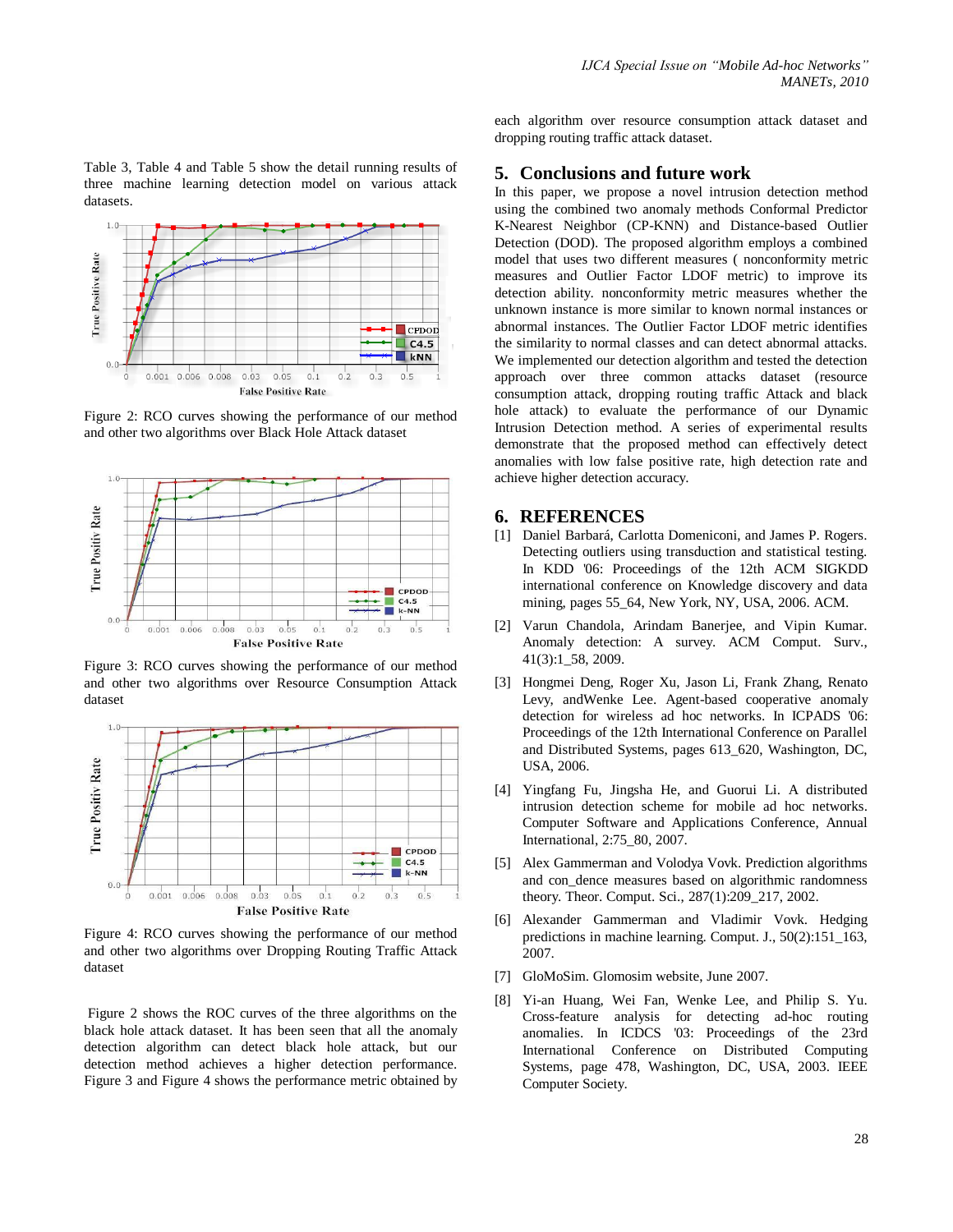Table 3, Table 4 and Table 5 show the detail running results of three machine learning detection model on various attack datasets.

Figure 2: RCO curves showing the performance of our method and other two algorithms over Black Hole Attack dataset

Figure 3: RCO curves showing the performance of our method and other two algorithms over Resource Consumption Attack dataset

Figure 4: RCO curves showing the performance of our method and other two algorithms over Dropping Routing Traffic Attack dataset

Figure 2 shows the ROC curves of the three algorithms on the black hole attack dataset. It has been seen that all the anomaly detection algorithm can detect black hole attack, but our detection method achieves a higher detection performance. Figure 3 and Figure 4 shows the performance metric obtained by each algorithm over resource consumption attack dataset and dropping routing traffic attack dataset.

## 5. Conclusions and future work

In this paper, we propose a novel intrusion detection method using the combined two anomaly methods Conformal Predictor K-Nearest Neighbor (CP-KNN) and Distance-based Outlier Detection (DOD). The proposed algorithm employs a combined model that uses two different measures ( nonconformity metric measures and Outlier Factor LDOF metric) to improve its detection ability. nonconformity metric measures whether the unknown instance is more similar to known normal instances or abnormal instances. The Outlier Factor LDOF metric identifies the similarity to normal classes and can detect abnormal attacks. We implemented our detection algorithm and tested the detection approach over three common attacks dataset (resource consumption attack, dropping routing traffic Attack and black hole attack) to evaluate the performance of our Dynamic Intrusion Detection method. A series of experimental results demonstrate that the proposed method can effectively detect anomalies with low false positive rate, high detection rate and achieve higher detection accuracy.

## 6. REFERENCES

[1] Daniel Barbará, Carlotta Domeniconi, and James P. Rogers. Detecting outliers using transduction and statistical testing. In KDD '06: Proceedings of the 12th ACM SIGKDD international conference on Knowledge discovery and data mining, pages 55_64, New York, NY, USA, 2006. ACM.

[2] Varun Chandola, Arindam Banerjee, and Vipin Kumar. Anomaly detection: A survey. ACM Comput. Surv., 41(3):1_58, 2009.

[3] Hongmei Deng, Roger Xu, Jason Li, Frank Zhang, Renato Levy, andWenke Lee. Agent-based cooperative anomaly detection for wireless ad hoc networks. In ICPADS '06: Proceedings of the 12th International Conference on Parallel and Distributed Systems, pages 613_620, Washington, DC, USA, 2006.

[4] Yingfang Fu, Jingsha He, and Guorui Li. A distributed intrusion detection scheme for mobile ad hoc networks. Computer Software and Applications Conference, Annual International, 2:75_80, 2007.

[5] Alex Gammerman and Volodya Vovk. Prediction algorithms and con_dence measures based on algorithmic randomness theory. Theor. Comput. Sci., 287(1):209_217, 2002.

[6] Alexander Gammerman and Vladimir Vovk. Hedging predictions in machine learning. Comput. J., 50(2):151_163, 2007.

[7] GloMoSim. Glomosim website, June 2007.

[8] Yi-an Huang, Wei Fan, Wenke Lee, and Philip S. Yu. Cross-feature analysis for detecting ad-hoc routing anomalies. In ICDCS '03: Proceedings of the 23rd International Conference on Distributed Computing Systems, page 478, Washington, DC, USA, 2003. IEEE Computer Society.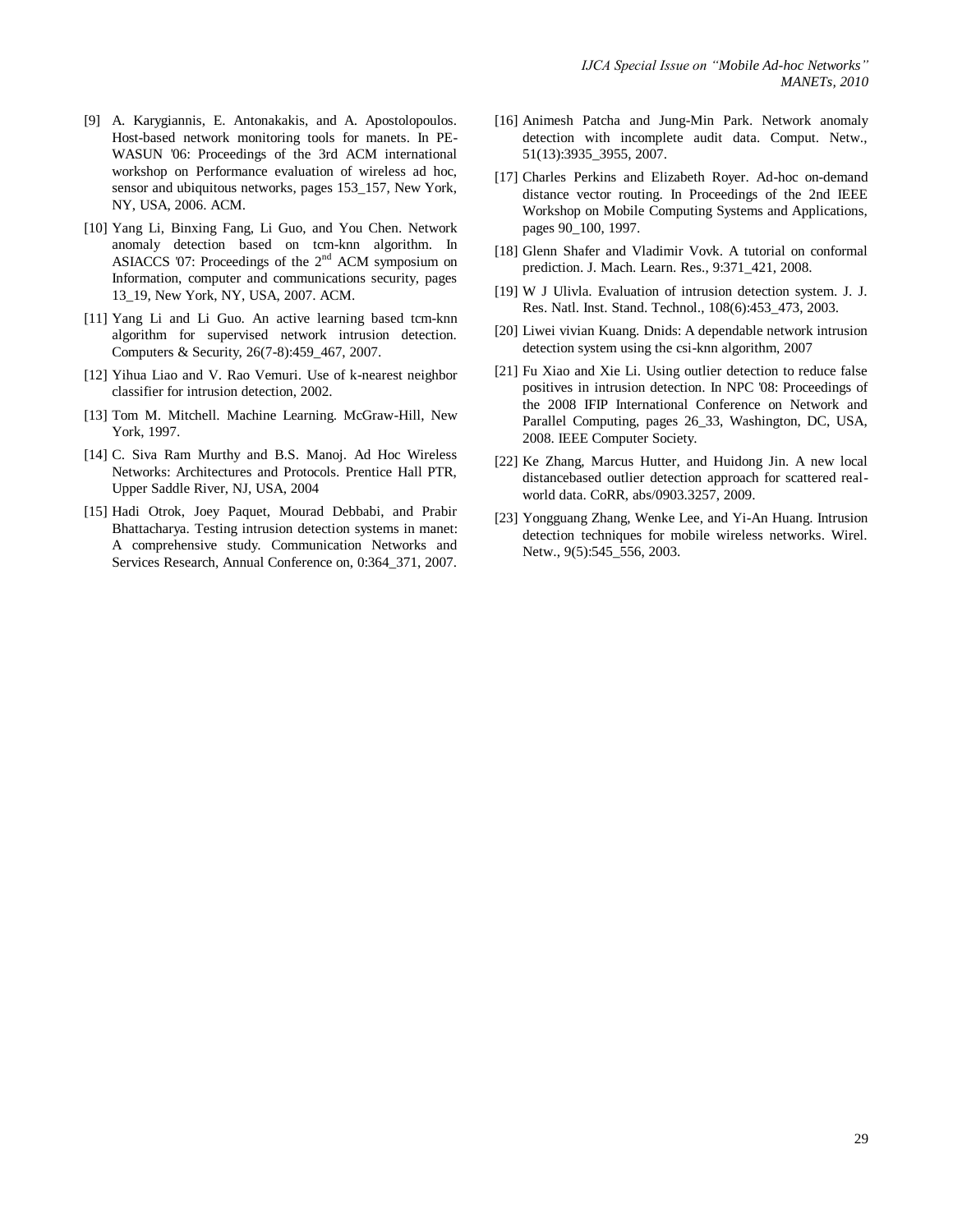[9] A. Karygiannis, E. Antonakakis, and A. Apostolopoulos. Host-based network monitoring tools for manets. In PE-WASUN '06: Proceedings of the 3rd ACM international workshop on Performance evaluation of wireless ad hoc, sensor and ubiquitous networks, pages 153_157, New York, NY, USA, 2006. ACM.

[10] Yang Li, Binxing Fang, Li Guo, and You Chen. Network anomaly detection based on tcm-knn algorithm. In ASIACCS '07: Proceedings of the 2nd ACM symposium on Information, computer and communications security, pages 13_19, New York, NY, USA, 2007. ACM.

[11] Yang Li and Li Guo. An active learning based tcm-knn algorithm for supervised network intrusion detection. Computers & Security, 26(7-8):459_467, 2007.

[12] Yihua Liao and V. Rao Vemuri. Use of k-nearest neighbor classifier for intrusion detection, 2002.

[13] Tom M. Mitchell. Machine Learning. McGraw-Hill, New York, 1997.

[14] C. Siva Ram Murthy and B.S. Manoj. Ad Hoc Wireless Networks: Architectures and Protocols. Prentice Hall PTR, Upper Saddle River, NJ, USA, 2004

[15] Hadi Otrok, Joey Paquet, Mourad Debbabi, and Prabir Bhattacharya. Testing intrusion detection systems in manet: A comprehensive study. Communication Networks and Services Research, Annual Conference on, 0:364_371, 2007.

[16] Animesh Patcha and Jung-Min Park. Network anomaly detection with incomplete audit data. Comput. Netw., 51(13):3935_3955, 2007.

[17] Charles Perkins and Elizabeth Royer. Ad-hoc on-demand distance vector routing. In Proceedings of the 2nd IEEE Workshop on Mobile Computing Systems and Applications, pages 90_100, 1997.

[18] Glenn Shafer and Vladimir Vovk. A tutorial on conformal prediction. J. Mach. Learn. Res., 9:371_421, 2008.

[19] W J Ulivla. Evaluation of intrusion detection system. J. J. Res. Natl. Inst. Stand. Technol., 108(6):453_473, 2003.

[20] Liwei vivian Kuang. Dnids: A dependable network intrusion detection system using the csi-knn algorithm, 2007

[21] Fu Xiao and Xie Li. Using outlier detection to reduce false positives in intrusion detection. In NPC '08: Proceedings of the 2008 IFIP International Conference on Network and Parallel Computing, pages 26_33, Washington, DC, USA, 2008. IEEE Computer Society.

[22] Ke Zhang, Marcus Hutter, and Huidong Jin. A new local distancebased outlier detection approach for scattered real-world data. CoRR, abs/0903.3257, 2009.

[23] Yongguang Zhang, Wenke Lee, and Yi-An Huang. Intrusion detection techniques for mobile wireless networks. Wirel. Netw., 9(5):545_556, 2003.